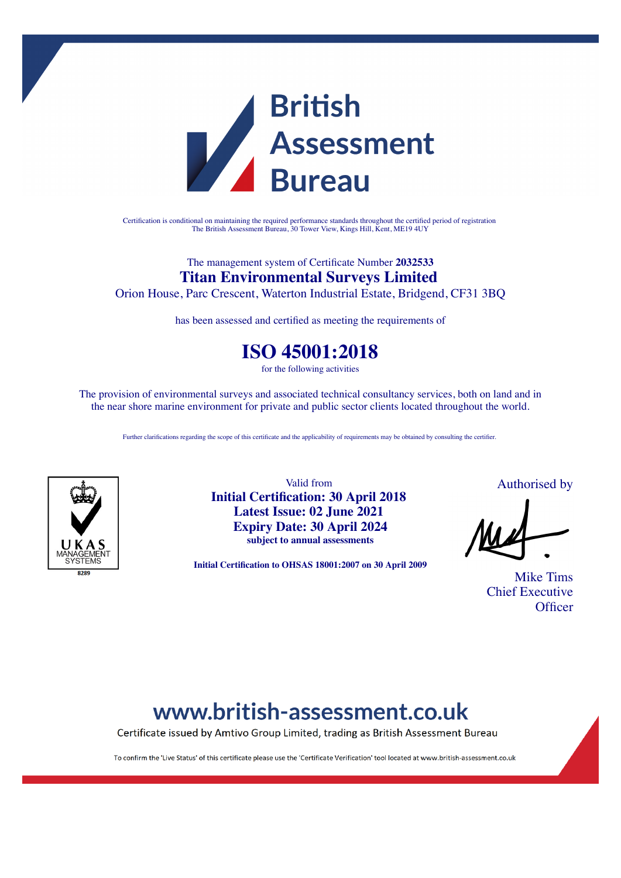# British Assessment Bureau

Certification is conditional on maintaining the required performance standards throughout the certified period of registration
The British Assessment Bureau, 30 Tower View, Kings Hill, Kent, ME19 4UY

The management system of Certificate Number **2032533**

## Titan Environmental Surveys Limited

Orion House, Parc Crescent, Waterton Industrial Estate, Bridgend, CF31 3BQ

has been assessed and certified as meeting the requirements of

# ISO 45001:2018

for the following activities

The provision of environmental surveys and associated technical consultancy services, both on land and in the near shore marine environment for private and public sector clients located throughout the world.

Further clarifications regarding the scope of this certificate and the applicability of requirements may be obtained by consulting the certifier.

UKAS MANAGEMENT SYSTEMS
8289

Valid from
**Initial Certification: 30 April 2018**
**Latest Issue: 02 June 2021**
**Expiry Date: 30 April 2024**
**subject to annual assessments**

**Initial Certification to OHSAS 18001:2007 on 30 April 2009**

Authorised by

Mike Tims
Chief Executive Officer

## www.british-assessment.co.uk

Certificate issued by Amtivo Group Limited, trading as British Assessment Bureau

To confirm the 'Live Status' of this certificate please use the 'Certificate Verification' tool located at www.british-assessment.co.uk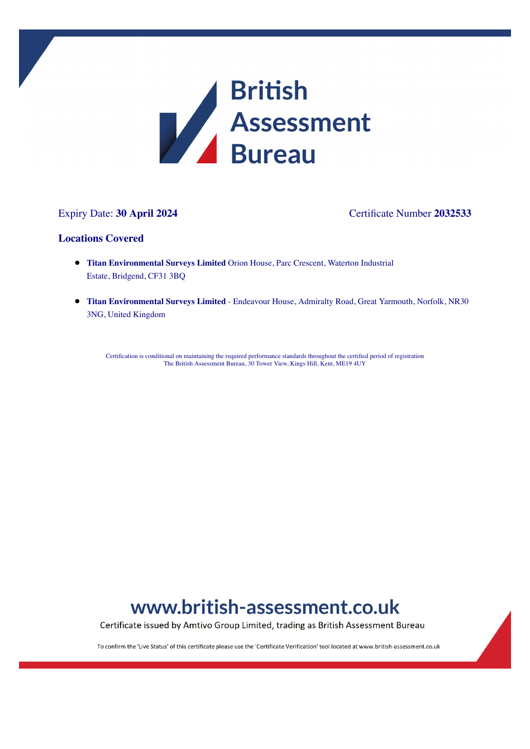# British Assessment Bureau

Expiry Date: **30 April 2024**

Certificate Number **2032533**

## Locations Covered

- **Titan Environmental Surveys Limited** Orion House, Parc Crescent, Waterton Industrial Estate, Bridgend, CF31 3BQ
- **Titan Environmental Surveys Limited** - Endeavour House, Admiralty Road, Great Yarmouth, Norfolk, NR30 3NG, United Kingdom

Certification is conditional on maintaining the required performance standards throughout the certified period of registration
The British Assessment Bureau, 30 Tower View, Kings Hill, Kent, ME19 4UY

**www.british-assessment.co.uk**

Certificate issued by Amtivo Group Limited, trading as British Assessment Bureau

To confirm the 'Live Status' of this certificate please use the 'Certificate Verification' tool located at www.british-assessment.co.uk